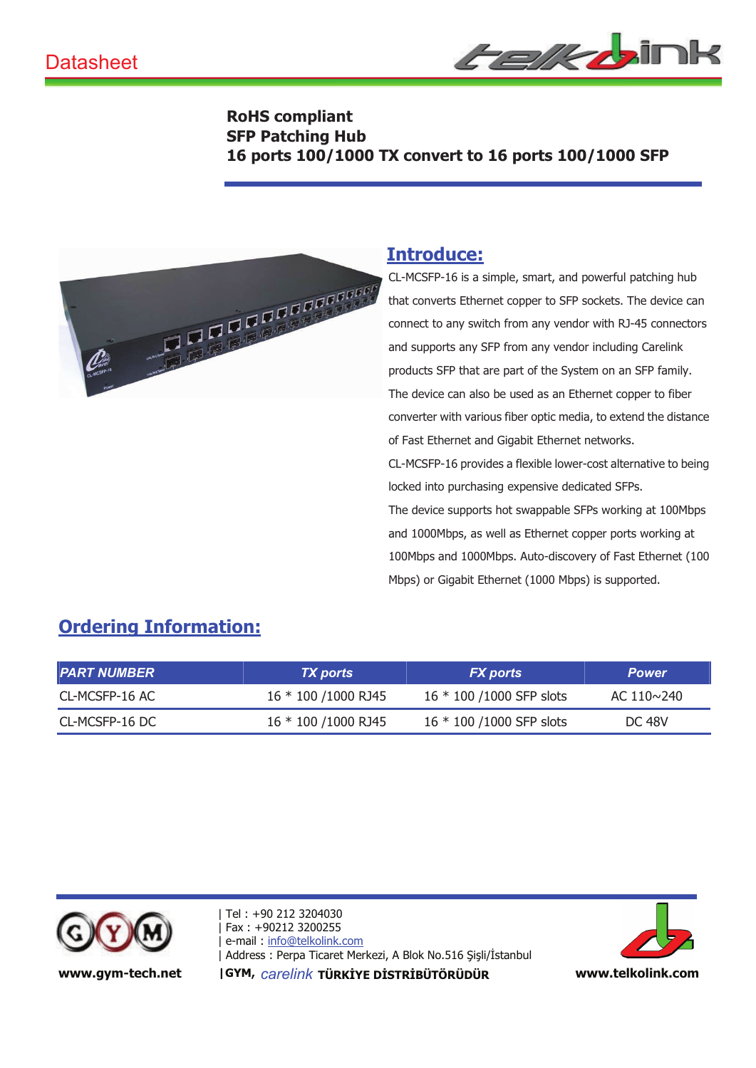Datasheet

**RoHS compliant**
**SFP Patching Hub**
**16 ports 100/1000 TX convert to 16 ports 100/1000 SFP**

## Introduce:

CL-MCSFP-16 is a simple, smart, and powerful patching hub that converts Ethernet copper to SFP sockets. The device can connect to any switch from any vendor with RJ-45 connectors and supports any SFP from any vendor including Carelink products SFP that are part of the System on an SFP family. The device can also be used as an Ethernet copper to fiber converter with various fiber optic media, to extend the distance of Fast Ethernet and Gigabit Ethernet networks.

CL-MCSFP-16 provides a flexible lower-cost alternative to being locked into purchasing expensive dedicated SFPs.

The device supports hot swappable SFPs working at 100Mbps and 1000Mbps, as well as Ethernet copper ports working at 100Mbps and 1000Mbps. Auto-discovery of Fast Ethernet (100 Mbps) or Gigabit Ethernet (1000 Mbps) is supported.

## Ordering Information:

| *PART NUMBER* | *TX ports* | *FX ports* | *Power* |
|---|---|---|---|
| CL-MCSFP-16 AC | 16 * 100 /1000 RJ45 | 16 * 100 /1000 SFP slots | AC 110~240 |
| CL-MCSFP-16 DC | 16 * 100 /1000 RJ45 | 16 * 100 /1000 SFP slots | DC 48V |

**www.gym-tech.net**

| Tel : +90 212 3204030
| Fax : +90212 3200255
| e-mail : info@telkolink.com
| Address : Perpa Ticaret Merkezi, A Blok No.516 Şişli/İstanbul
|**GYM,** *carelink* **TÜRKİYE DİSTRİBÜTÖRÜDÜR**

**www.telkolink.com**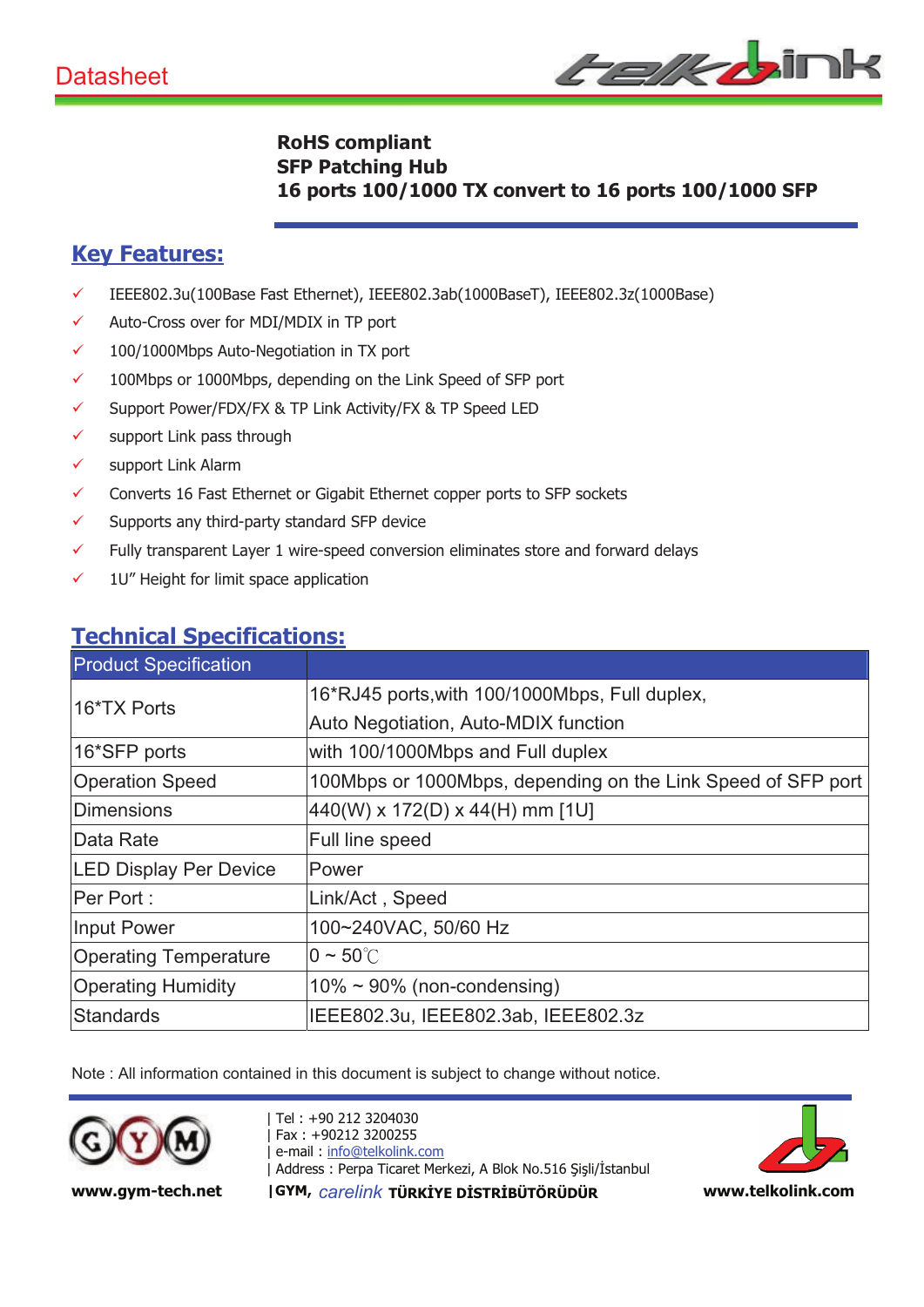Datasheet

**RoHS compliant**
**SFP Patching Hub**
**16 ports 100/1000 TX convert to 16 ports 100/1000 SFP**

## Key Features:

- ✓ IEEE802.3u(100Base Fast Ethernet), IEEE802.3ab(1000BaseT), IEEE802.3z(1000Base)
- ✓ Auto-Cross over for MDI/MDIX in TP port
- ✓ 100/1000Mbps Auto-Negotiation in TX port
- ✓ 100Mbps or 1000Mbps, depending on the Link Speed of SFP port
- ✓ Support Power/FDX/FX & TP Link Activity/FX & TP Speed LED
- ✓ support Link pass through
- ✓ support Link Alarm
- ✓ Converts 16 Fast Ethernet or Gigabit Ethernet copper ports to SFP sockets
- ✓ Supports any third-party standard SFP device
- ✓ Fully transparent Layer 1 wire-speed conversion eliminates store and forward delays
- ✓ 1U" Height for limit space application

## Technical Specifications:

| Product Specification | |
|---|---|
| 16*TX Ports | 16*RJ45 ports,with 100/1000Mbps, Full duplex, Auto Negotiation, Auto-MDIX function |
| 16*SFP ports | with 100/1000Mbps and Full duplex |
| Operation Speed | 100Mbps or 1000Mbps, depending on the Link Speed of SFP port |
| Dimensions | 440(W) x 172(D) x 44(H) mm [1U] |
| Data Rate | Full line speed |
| LED Display Per Device | Power |
| Per Port : | Link/Act , Speed |
| Input Power | 100~240VAC, 50/60 Hz |
| Operating Temperature | 0 ~ 50℃ |
| Operating Humidity | 10% ~ 90% (non-condensing) |
| Standards | IEEE802.3u, IEEE802.3ab, IEEE802.3z |

Note : All information contained in this document is subject to change without notice.

| Tel : +90 212 3204030
| Fax : +90212 3200255
| e-mail : info@telkolink.com
| Address : Perpa Ticaret Merkezi, A Blok No.516 Şişli/İstanbul
|GYM, carelink TÜRKİYE DİSTRİBÜTÖRÜDÜR

www.gym-tech.net

www.telkolink.com